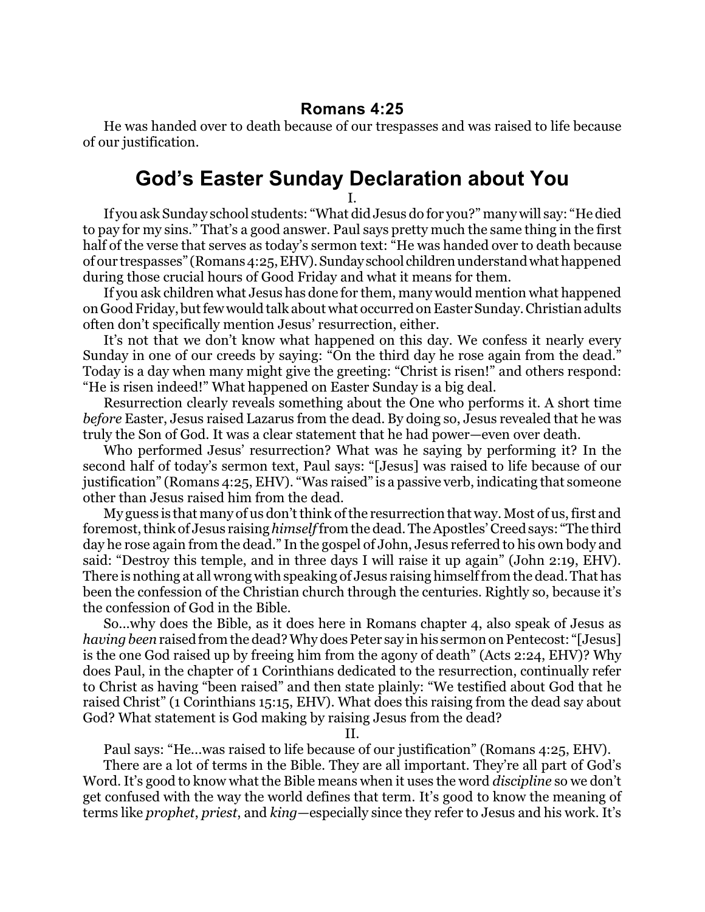### Romans 4:25

He was handed over to death because of our trespasses and was raised to life because of our justification.

# God's Easter Sunday Declaration about You

I.

If you ask Sunday school students: "What did Jesus do for you?" many will say: "He died to pay for my sins." That's a good answer. Paul says pretty much the same thing in the first half of the verse that serves as today's sermon text: "He was handed over to death because of our trespasses" (Romans 4:25, EHV). Sunday school children understand what happened during those crucial hours of Good Friday and what it means for them.

If you ask children what Jesus has done for them, many would mention what happened on Good Friday, but few would talk about what occurred on Easter Sunday. Christian adults often don't specifically mention Jesus' resurrection, either.

It's not that we don't know what happened on this day. We confess it nearly every Sunday in one of our creeds by saying: "On the third day he rose again from the dead." Today is a day when many might give the greeting: "Christ is risen!" and others respond: "He is risen indeed!" What happened on Easter Sunday is a big deal.

Resurrection clearly reveals something about the One who performs it. A short time *before* Easter, Jesus raised Lazarus from the dead. By doing so, Jesus revealed that he was truly the Son of God. It was a clear statement that he had power—even over death.

Who performed Jesus' resurrection? What was he saying by performing it? In the second half of today's sermon text, Paul says: "[Jesus] was raised to life because of our justification" (Romans 4:25, EHV). "Was raised" is a passive verb, indicating that someone other than Jesus raised him from the dead.

My guess is that many of us don't think of the resurrection that way. Most of us, first and foremost, think of Jesus raising *himself* from the dead. The Apostles' Creed says: "The third day he rose again from the dead." In the gospel of John, Jesus referred to his own body and said: "Destroy this temple, and in three days I will raise it up again" (John 2:19, EHV). There is nothing at all wrong with speaking of Jesus raising himself from the dead. That has been the confession of the Christian church through the centuries. Rightly so, because it's the confession of God in the Bible.

So…why does the Bible, as it does here in Romans chapter 4, also speak of Jesus as *having been* raised from the dead? Why does Peter say in his sermon on Pentecost: "[Jesus] is the one God raised up by freeing him from the agony of death" (Acts 2:24, EHV)? Why does Paul, in the chapter of 1 Corinthians dedicated to the resurrection, continually refer to Christ as having "been raised" and then state plainly: "We testified about God that he raised Christ" (1 Corinthians 15:15, EHV). What does this raising from the dead say about God? What statement is God making by raising Jesus from the dead?

II.

Paul says: "He…was raised to life because of our justification" (Romans 4:25, EHV).

There are a lot of terms in the Bible. They are all important. They're all part of God's Word. It's good to know what the Bible means when it uses the word *discipline* so we don't get confused with the way the world defines that term. It's good to know the meaning of terms like *prophet*, *priest*, and *king*—especially since they refer to Jesus and his work. It's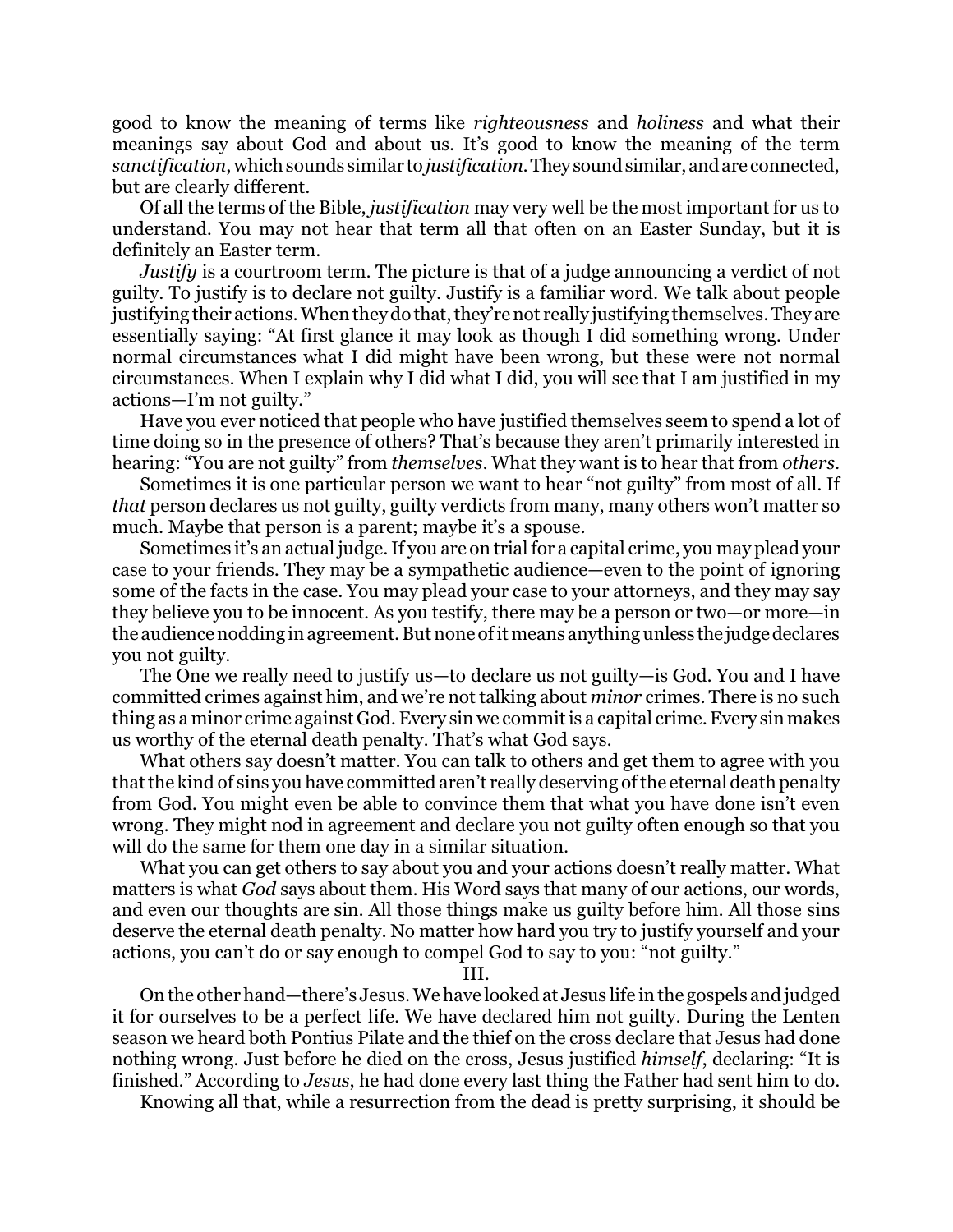good to know the meaning of terms like *righteousness* and *holiness* and what their meanings say about God and about us. It's good to know the meaning of the term *sanctification*, which sounds similar to *justification*. They sound similar, and are connected, but are clearly different.

Of all the terms of the Bible, *justification* may very well be the most important for us to understand. You may not hear that term all that often on an Easter Sunday, but it is definitely an Easter term.

*Justify* is a courtroom term. The picture is that of a judge announcing a verdict of not guilty. To justify is to declare not guilty. Justify is a familiar word. We talk about people justifying their actions. When they do that, they're not really justifying themselves. They are essentially saying: "At first glance it may look as though I did something wrong. Under normal circumstances what I did might have been wrong, but these were not normal circumstances. When I explain why I did what I did, you will see that I am justified in my actions—I'm not guilty."

Have you ever noticed that people who have justified themselves seem to spend a lot of time doing so in the presence of others? That's because they aren't primarily interested in hearing: "You are not guilty" from *themselves*. What they want is to hear that from *others*.

Sometimes it is one particular person we want to hear "not guilty" from most of all. If *that* person declares us not guilty, guilty verdicts from many, many others won't matter so much. Maybe that person is a parent; maybe it's a spouse.

Sometimes it's an actual judge. If you are on trial for a capital crime, you may plead your case to your friends. They may be a sympathetic audience—even to the point of ignoring some of the facts in the case. You may plead your case to your attorneys, and they may say they believe you to be innocent. As you testify, there may be a person or two—or more—in the audience nodding in agreement. But none of it means anything unless the judge declares you not guilty.

The One we really need to justify us—to declare us not guilty—is God. You and I have committed crimes against him, and we're not talking about *minor* crimes. There is no such thing as a minor crime against God. Every sin we commit is a capital crime. Every sin makes us worthy of the eternal death penalty. That's what God says.

What others say doesn't matter. You can talk to others and get them to agree with you that the kind of sins you have committed aren't really deserving of the eternal death penalty from God. You might even be able to convince them that what you have done isn't even wrong. They might nod in agreement and declare you not guilty often enough so that you will do the same for them one day in a similar situation.

What you can get others to say about you and your actions doesn't really matter. What matters is what *God* says about them. His Word says that many of our actions, our words, and even our thoughts are sin. All those things make us guilty before him. All those sins deserve the eternal death penalty. No matter how hard you try to justify yourself and your actions, you can't do or say enough to compel God to say to you: "not guilty."

III.

On the other hand—there's Jesus. We have looked at Jesus life in the gospels and judged it for ourselves to be a perfect life. We have declared him not guilty. During the Lenten season we heard both Pontius Pilate and the thief on the cross declare that Jesus had done nothing wrong. Just before he died on the cross, Jesus justified *himself*, declaring: "It is finished." According to *Jesus*, he had done every last thing the Father had sent him to do.

Knowing all that, while a resurrection from the dead is pretty surprising, it should be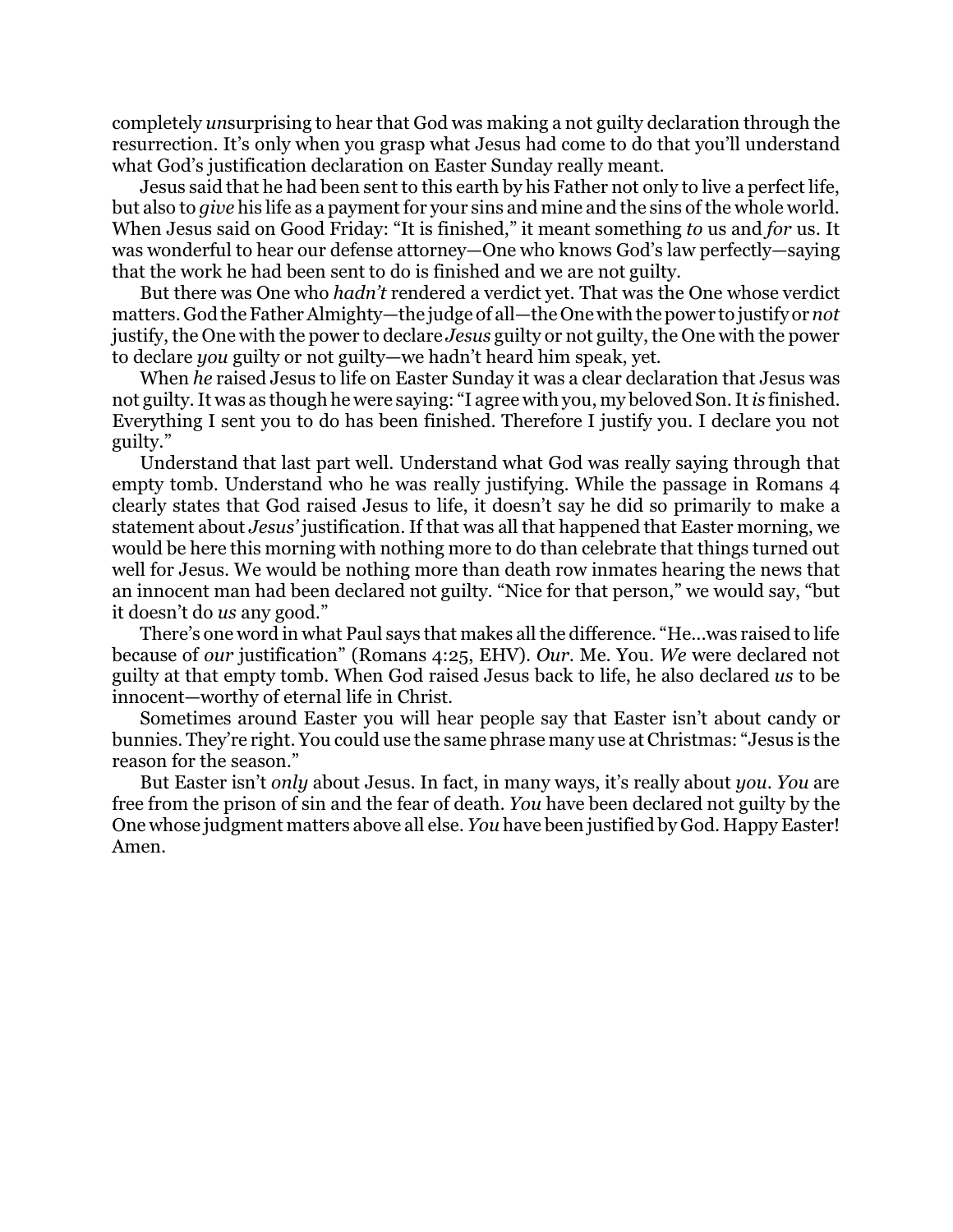completely *un*surprising to hear that God was making a not guilty declaration through the resurrection. It's only when you grasp what Jesus had come to do that you'll understand what God's justification declaration on Easter Sunday really meant.

Jesus said that he had been sent to this earth by his Father not only to live a perfect life, but also to *give* his life as a payment for your sins and mine and the sins of the whole world. When Jesus said on Good Friday: "It is finished," it meant something *to* us and *for* us. It was wonderful to hear our defense attorney—One who knows God's law perfectly—saying that the work he had been sent to do is finished and we are not guilty.

But there was One who *hadn't* rendered a verdict yet. That was the One whose verdict matters. God the Father Almighty—the judge of all—the One with the power to justify or *not* justify, the One with the power to declare *Jesus* guilty or not guilty, the One with the power to declare *you* guilty or not guilty—we hadn't heard him speak, yet.

When *he* raised Jesus to life on Easter Sunday it was a clear declaration that Jesus was not guilty. It was as though he were saying: "I agree with you, my beloved Son. It *is* finished. Everything I sent you to do has been finished. Therefore I justify you. I declare you not guilty."

Understand that last part well. Understand what God was really saying through that empty tomb. Understand who he was really justifying. While the passage in Romans 4 clearly states that God raised Jesus to life, it doesn't say he did so primarily to make a statement about *Jesus'* justification. If that was all that happened that Easter morning, we would be here this morning with nothing more to do than celebrate that things turned out well for Jesus. We would be nothing more than death row inmates hearing the news that an innocent man had been declared not guilty. "Nice for that person," we would say, "but it doesn't do *us* any good."

There's one word in what Paul says that makes all the difference. "He…was raised to life because of *our* justification" (Romans 4:25, EHV). *Our*. Me. You. *We* were declared not guilty at that empty tomb. When God raised Jesus back to life, he also declared *us* to be innocent—worthy of eternal life in Christ.

Sometimes around Easter you will hear people say that Easter isn't about candy or bunnies. They're right. You could use the same phrase many use at Christmas: "Jesus is the reason for the season."

But Easter isn't *only* about Jesus. In fact, in many ways, it's really about *you*. *You* are free from the prison of sin and the fear of death. *You* have been declared not guilty by the One whose judgment matters above all else. *You* have been justified by God. Happy Easter! Amen.